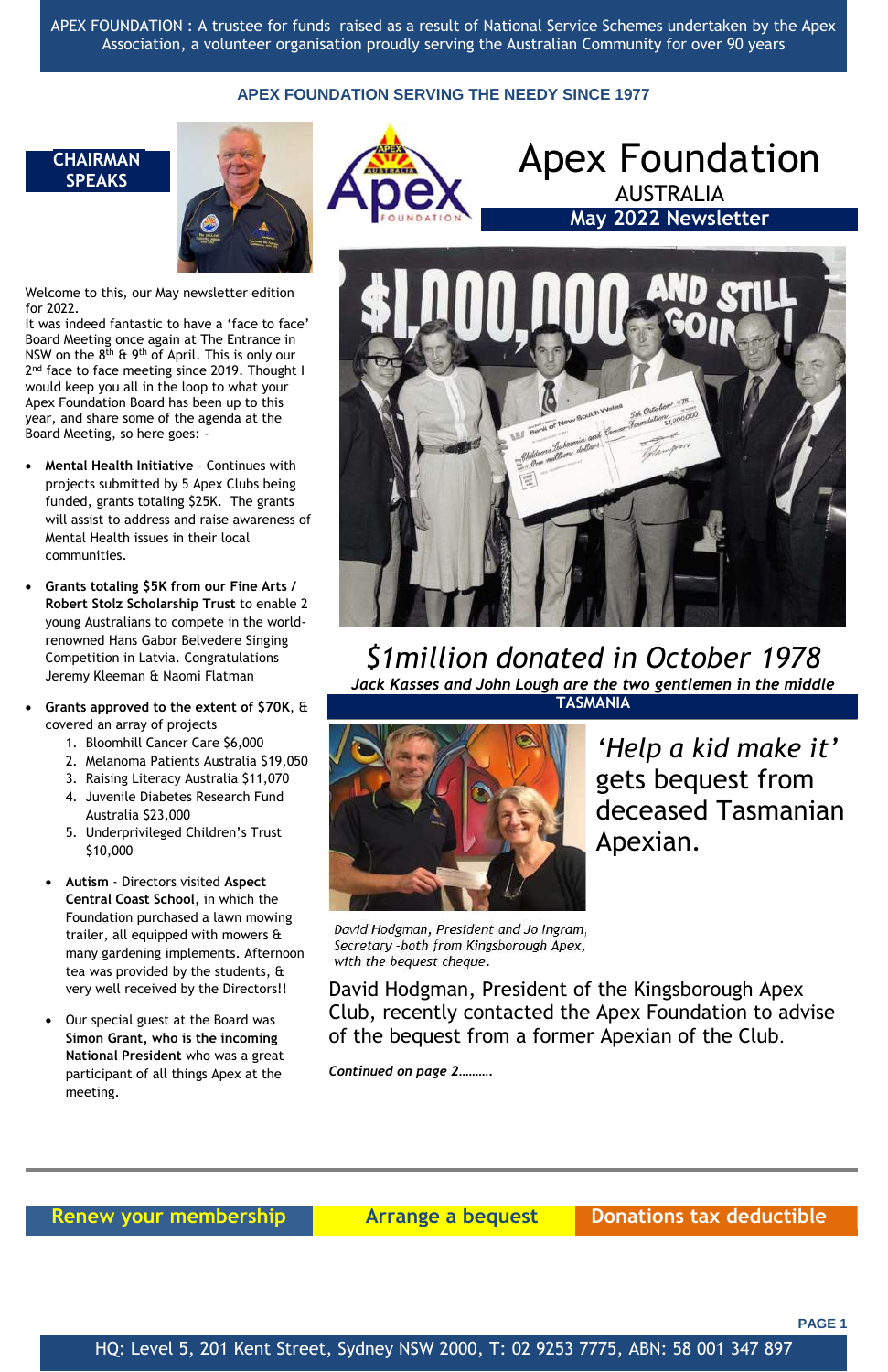APEX FOUNDATION : A trustee for funds raised as a result of National Service Schemes undertaken by the Apex Association, a volunteer organisation proudly serving the Australian Community for over 90 years

**APEX FOUNDATION SERVING THE NEEDY SINCE 1977**

# Apex Foundation

AUSTRALIA

**May 2022 Newsletter**

## CHAIRMAN SPEAKS

Welcome to this, our May newsletter edition for 2022.

It was indeed fantastic to have a 'face to face' Board Meeting once again at The Entrance in NSW on the 8th & 9th of April. This is only our 2nd face to face meeting since 2019. Thought I would keep you all in the loop to what your Apex Foundation Board has been up to this year, and share some of the agenda at the Board Meeting, so here goes: -

- **Mental Health Initiative** – Continues with projects submitted by 5 Apex Clubs being funded, grants totaling $25K. The grants will assist to address and raise awareness of Mental Health issues in their local communities.
- **Grants totaling $5K from our Fine Arts / Robert Stolz Scholarship Trust** to enable 2 young Australians to compete in the world-renowned Hans Gabor Belvedere Singing Competition in Latvia. Congratulations Jeremy Kleeman & Naomi Flatman
- **Grants approved to the extent of $70K**, & covered an array of projects
  1. Bloomhill Cancer Care $6,000
  2. Melanoma Patients Australia $19,050
  3. Raising Literacy Australia $11,070
  4. Juvenile Diabetes Research Fund Australia $23,000
  5. Underprivileged Children's Trust $10,000
- **Autism** - Directors visited **Aspect Central Coast School**, in which the Foundation purchased a lawn mowing trailer, all equipped with mowers & many gardening implements. Afternoon tea was provided by the students, & very well received by the Directors!!
- Our special guest at the Board was **Simon Grant, who is the incoming National President** who was a great participant of all things Apex at the meeting.

## *$1million donated in October 1978*

***Jack Kasses and John Lough are the two gentlemen in the middle***

**TASMANIA**

## *'Help a kid make it'* gets bequest from deceased Tasmanian Apexian.

*David Hodgman, President and Jo Ingram, Secretary -both from Kingsborough Apex, with the bequest cheque.*

David Hodgman, President of the Kingsborough Apex Club, recently contacted the Apex Foundation to advise of the bequest from a former Apexian of the Club.

***Continued on page 2……….***

**Renew your membership** | **Arrange a bequest** | **Donations tax deductible**

HQ: Level 5, 201 Kent Street, Sydney NSW 2000, T: 02 9253 7775, ABN: 58 001 347 897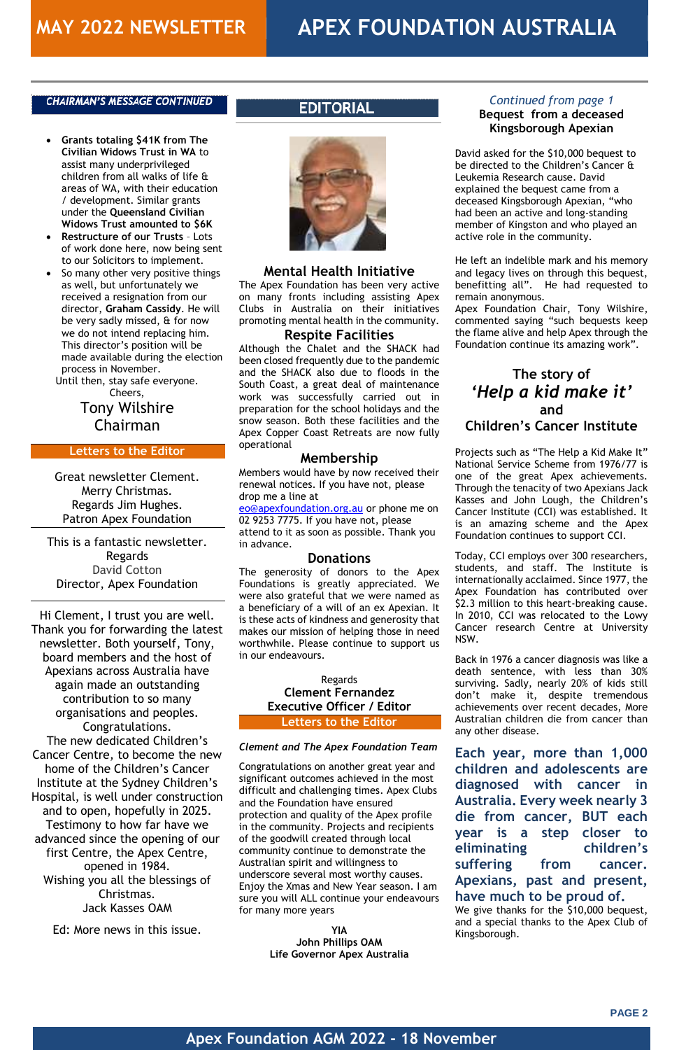# MAY 2022 NEWSLETTER — APEX FOUNDATION AUSTRALIA

## CHAIRMAN'S MESSAGE CONTINUED

- **Grants totaling $41K from The Civilian Widows Trust in WA** to assist many underprivileged children from all walks of life & areas of WA, with their education / development. Similar grants under the **Queensland Civilian Widows Trust amounted to $6K**
- **Restructure of our Trusts** - Lots of work done here, now being sent to our Solicitors to implement.
- So many other very positive things as well, but unfortunately we received a resignation from our director, **Graham Cassidy**. He will be very sadly missed, & for now we do not intend replacing him. This director's position will be made available during the election process in November.

Until then, stay safe everyone.

Cheers,

Tony Wilshire
Chairman

## Letters to the Editor

Great newsletter Clement.
Merry Christmas.
Regards Jim Hughes.
Patron Apex Foundation

---

This is a fantastic newsletter.
Regards
David Cotton
Director, Apex Foundation

---

Hi Clement, I trust you are well. Thank you for forwarding the latest newsletter. Both yourself, Tony, board members and the host of Apexians across Australia have again made an outstanding contribution to so many organisations and peoples. Congratulations.
The new dedicated Children's Cancer Centre, to become the new home of the Children's Cancer Institute at the Sydney Children's Hospital, is well under construction and to open, hopefully in 2025. Testimony to how far have we advanced since the opening of our first Centre, the Apex Centre, opened in 1984.
Wishing you all the blessings of Christmas.
Jack Kasses OAM

Ed: More news in this issue.

## EDITORIAL

### Mental Health Initiative

The Apex Foundation has been very active on many fronts including assisting Apex Clubs in Australia on their initiatives promoting mental health in the community.

### Respite Facilities

Although the Chalet and the SHACK had been closed frequently due to the pandemic and the SHACK also due to floods in the South Coast, a great deal of maintenance work was successfully carried out in preparation for the school holidays and the snow season. Both these facilities and the Apex Copper Coast Retreats are now fully operational

### Membership

Members would have by now received their renewal notices. If you have not, please drop me a line at eo@apexfoundation.org.au or phone me on 02 9253 7775. If you have not, please attend to it as soon as possible. Thank you in advance.

### Donations

The generosity of donors to the Apex Foundations is greatly appreciated. We were also grateful that we were named as a beneficiary of a will of an ex Apexian. It is these acts of kindness and generosity that makes our mission of helping those in need worthwhile. Please continue to support us in our endeavours.

Regards
**Clement Fernandez**
**Executive Officer / Editor**

## Letters to the Editor

***Clement and The Apex Foundation Team***

Congratulations on another great year and significant outcomes achieved in the most difficult and challenging times. Apex Clubs and the Foundation have ensured protection and quality of the Apex profile in the community. Projects and recipients of the goodwill created through local community continue to demonstrate the Australian spirit and willingness to underscore several most worthy causes. Enjoy the Xmas and New Year season. I am sure you will ALL continue your endeavours for many more years

**YIA**
**John Phillips OAM**
**Life Governor Apex Australia**

*Continued from page 1*

## Bequest from a deceased Kingsborough Apexian

David asked for the $10,000 bequest to be directed to the Children's Cancer & Leukemia Research cause. David explained the bequest came from a deceased Kingsborough Apexian, "who had been an active and long-standing member of Kingston and who played an active role in the community.

He left an indelible mark and his memory and legacy lives on through this bequest, benefitting all". He had requested to remain anonymous.
Apex Foundation Chair, Tony Wilshire, commented saying "such bequests keep the flame alive and help Apex through the Foundation continue its amazing work".

## The story of *'Help a kid make it'* and Children's Cancer Institute

Projects such as "The Help a Kid Make It" National Service Scheme from 1976/77 is one of the great Apex achievements. Through the tenacity of two Apexians Jack Kasses and John Lough, the Children's Cancer Institute (CCI) was established. It is an amazing scheme and the Apex Foundation continues to support CCI.

Today, CCI employs over 300 researchers, students, and staff. The Institute is internationally acclaimed. Since 1977, the Apex Foundation has contributed over $2.3 million to this heart-breaking cause. In 2010, CCI was relocated to the Lowy Cancer research Centre at University NSW.

Back in 1976 a cancer diagnosis was like a death sentence, with less than 30% surviving. Sadly, nearly 20% of kids still don't make it, despite tremendous achievements over recent decades, More Australian children die from cancer than any other disease.

**Each year, more than 1,000 children and adolescents are diagnosed with cancer in Australia. Every week nearly 3 die from cancer, BUT each year is a step closer to eliminating children's suffering from cancer. Apexians, past and present, have much to be proud of.**

We give thanks for the $10,000 bequest, and a special thanks to the Apex Club of Kingsborough.

**Apex Foundation AGM 2022 - 18 November**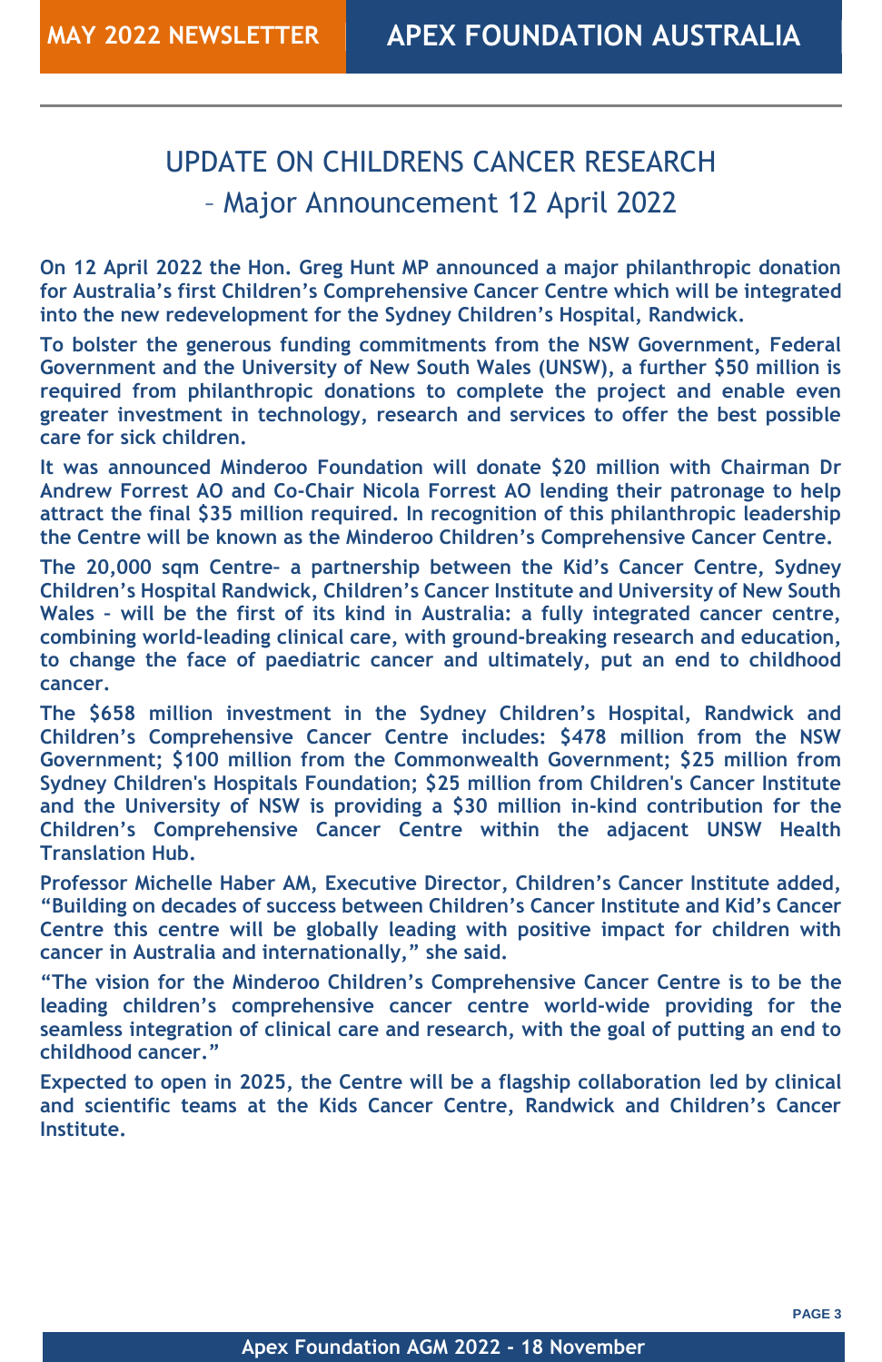# UPDATE ON CHILDRENS CANCER RESEARCH – Major Announcement 12 April 2022

**On 12 April 2022 the Hon. Greg Hunt MP announced a major philanthropic donation for Australia's first Children's Comprehensive Cancer Centre which will be integrated into the new redevelopment for the Sydney Children's Hospital, Randwick.**

**To bolster the generous funding commitments from the NSW Government, Federal Government and the University of New South Wales (UNSW), a further $50 million is required from philanthropic donations to complete the project and enable even greater investment in technology, research and services to offer the best possible care for sick children.**

**It was announced Minderoo Foundation will donate $20 million with Chairman Dr Andrew Forrest AO and Co-Chair Nicola Forrest AO lending their patronage to help attract the final $35 million required. In recognition of this philanthropic leadership the Centre will be known as the Minderoo Children's Comprehensive Cancer Centre.**

**The 20,000 sqm Centre– a partnership between the Kid's Cancer Centre, Sydney Children's Hospital Randwick, Children's Cancer Institute and University of New South Wales – will be the first of its kind in Australia: a fully integrated cancer centre, combining world-leading clinical care, with ground-breaking research and education, to change the face of paediatric cancer and ultimately, put an end to childhood cancer.**

**The $658 million investment in the Sydney Children's Hospital, Randwick and Children's Comprehensive Cancer Centre includes: $478 million from the NSW Government; $100 million from the Commonwealth Government; $25 million from Sydney Children's Hospitals Foundation; $25 million from Children's Cancer Institute and the University of NSW is providing a $30 million in-kind contribution for the Children's Comprehensive Cancer Centre within the adjacent UNSW Health Translation Hub.**

**Professor Michelle Haber AM, Executive Director, Children's Cancer Institute added, "Building on decades of success between Children's Cancer Institute and Kid's Cancer Centre this centre will be globally leading with positive impact for children with cancer in Australia and internationally," she said.**

**"The vision for the Minderoo Children's Comprehensive Cancer Centre is to be the leading children's comprehensive cancer centre world-wide providing for the seamless integration of clinical care and research, with the goal of putting an end to childhood cancer."**

**Expected to open in 2025, the Centre will be a flagship collaboration led by clinical and scientific teams at the Kids Cancer Centre, Randwick and Children's Cancer Institute.**

**Apex Foundation AGM 2022 - 18 November**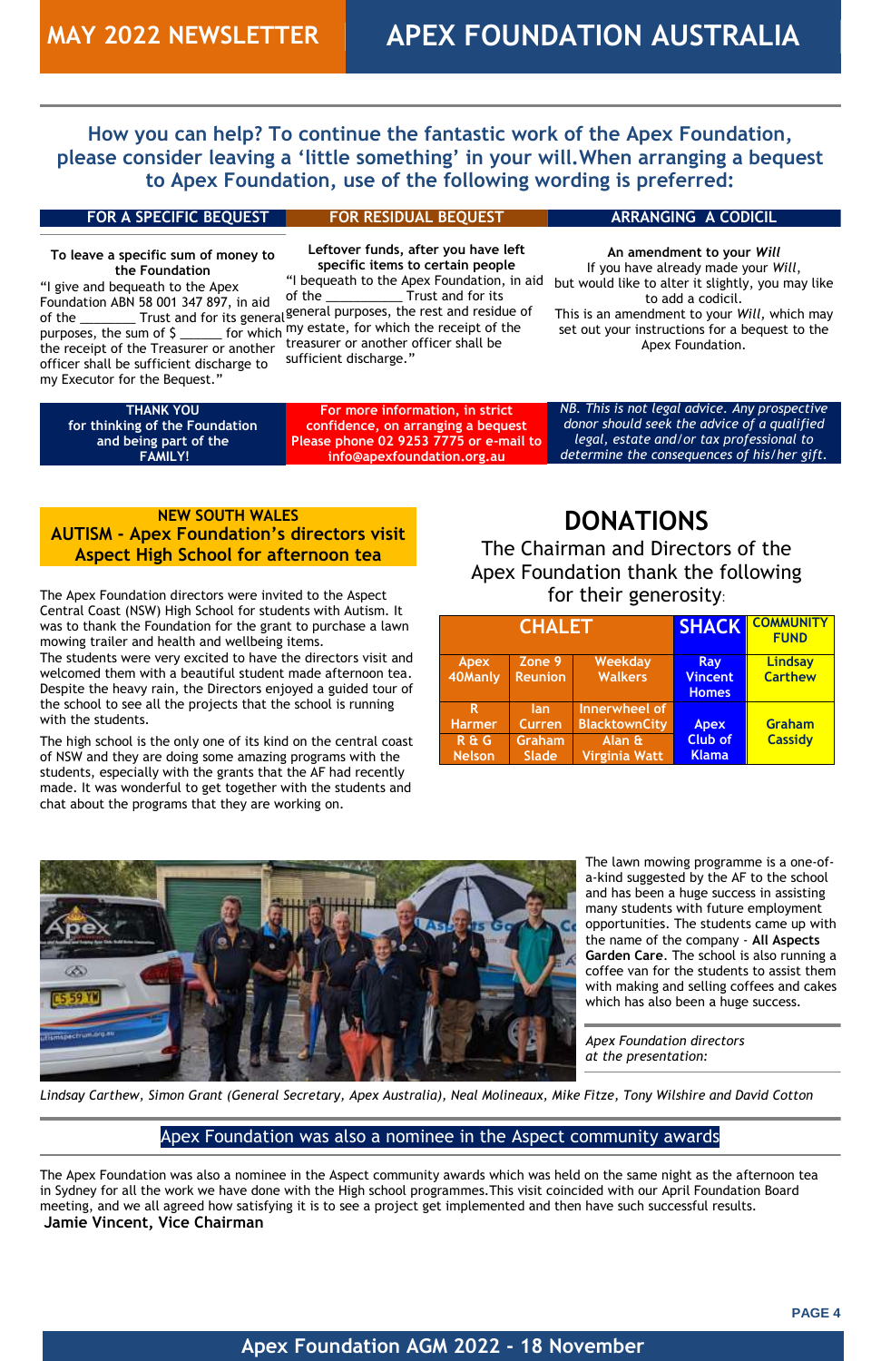# MAY 2022 NEWSLETTER — APEX FOUNDATION AUSTRALIA

## How you can help? To continue the fantastic work of the Apex Foundation, please consider leaving a 'little something' in your will. When arranging a bequest to Apex Foundation, use of the following wording is preferred:

### FOR A SPECIFIC BEQUEST

**To leave a specific sum of money to the Foundation**

"I give and bequeath to the Apex Foundation ABN 58 001 347 897, in aid of the ________ Trust and for its general purposes, the sum of $ ______ for which the receipt of the Treasurer or another officer shall be sufficient discharge to my Executor for the Bequest."

### FOR RESIDUAL BEQUEST

**Leftover funds, after you have left specific items to certain people**

"I bequeath to the Apex Foundation, in aid of the __________ Trust and for its general purposes, the rest and residue of my estate, for which the receipt of the treasurer or another officer shall be sufficient discharge."

### ARRANGING A CODICIL

**An amendment to your *Will***

If you have already made your *Will*, but would like to alter it slightly, you may like to add a codicil.

This is an amendment to your *Will*, which may set out your instructions for a bequest to the Apex Foundation.

**THANK YOU for thinking of the Foundation and being part of the FAMILY!**

For more information, in strict confidence, on arranging a bequest Please phone 02 9253 7775 or e-mail to info@apexfoundation.org.au

*NB. This is not legal advice. Any prospective donor should seek the advice of a qualified legal, estate and/or tax professional to determine the consequences of his/her gift.*

## NEW SOUTH WALES
## AUTISM - Apex Foundation's directors visit Aspect High School for afternoon tea

The Apex Foundation directors were invited to the Aspect Central Coast (NSW) High School for students with Autism. It was to thank the Foundation for the grant to purchase a lawn mowing trailer and health and wellbeing items.

The students were very excited to have the directors visit and welcomed them with a beautiful student made afternoon tea. Despite the heavy rain, the Directors enjoyed a guided tour of the school to see all the projects that the school is running with the students.

The high school is the only one of its kind on the central coast of NSW and they are doing some amazing programs with the students, especially with the grants that the AF had recently made. It was wonderful to get together with the students and chat about the programs that they are working on.

The lawn mowing programme is a one-of-a-kind suggested by the AF to the school and has been a huge success in assisting many students with future employment opportunities. The students came up with the name of the company - **All Aspects Garden Care**. The school is also running a coffee van for the students to assist them with making and selling coffees and cakes which has also been a huge success.

*Apex Foundation directors at the presentation:*

*Lindsay Carthew, Simon Grant (General Secretary, Apex Australia), Neal Molineaux, Mike Fitze, Tony Wilshire and David Cotton*

## DONATIONS

The Chairman and Directors of the Apex Foundation thank the following for their generosity:

| CHALET | | | SHACK | COMMUNITY FUND |
|---|---|---|---|---|
| Apex 40Manly | Zone 9 Reunion | Weekday Walkers | Ray Vincent Homes | Lindsay Carthew |
| R Harmer | Ian Curren | Innerwheel of BlacktownCity | Apex Club of Klama | Graham Cassidy |
| R & G Nelson | Graham Slade | Alan & Virginia Watt | | |

## Apex Foundation was also a nominee in the Aspect community awards

The Apex Foundation was also a nominee in the Aspect community awards which was held on the same night as the afternoon tea in Sydney for all the work we have done with the High school programmes. This visit coincided with our April Foundation Board meeting, and we all agreed how satisfying it is to see a project get implemented and then have such successful results.

**Jamie Vincent, Vice Chairman**

**Apex Foundation AGM 2022 - 18 November**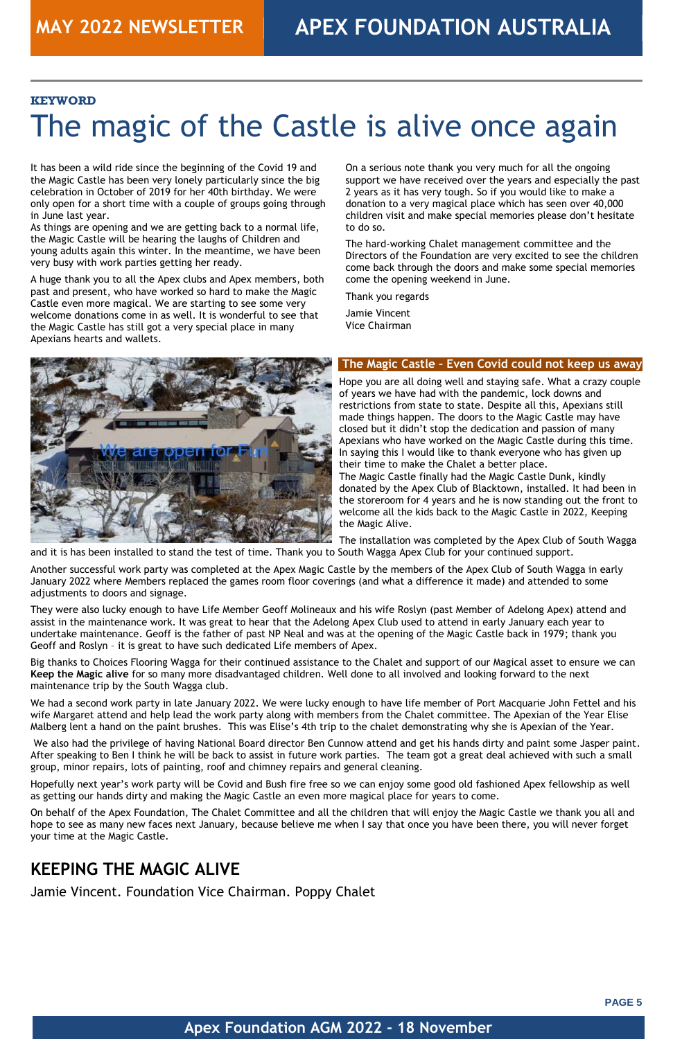KEYWORD

# The magic of the Castle is alive once again

It has been a wild ride since the beginning of the Covid 19 and the Magic Castle has been very lonely particularly since the big celebration in October of 2019 for her 40th birthday. We were only open for a short time with a couple of groups going through in June last year.
As things are opening and we are getting back to a normal life, the Magic Castle will be hearing the laughs of Children and young adults again this winter. In the meantime, we have been very busy with work parties getting her ready.

A huge thank you to all the Apex clubs and Apex members, both past and present, who have worked so hard to make the Magic Castle even more magical. We are starting to see some very welcome donations come in as well. It is wonderful to see that the Magic Castle has still got a very special place in many Apexians hearts and wallets.

On a serious note thank you very much for all the ongoing support we have received over the years and especially the past 2 years as it has very tough. So if you would like to make a donation to a very magical place which has seen over 40,000 children visit and make special memories please don't hesitate to do so.

The hard-working Chalet management committee and the Directors of the Foundation are very excited to see the children come back through the doors and make some special memories come the opening weekend in June.

Thank you regards

Jamie Vincent
Vice Chairman

We are open for Fun

## The Magic Castle - Even Covid could not keep us away

Hope you are all doing well and staying safe. What a crazy couple of years we have had with the pandemic, lock downs and restrictions from state to state. Despite all this, Apexians still made things happen. The doors to the Magic Castle may have closed but it didn't stop the dedication and passion of many Apexians who have worked on the Magic Castle during this time. In saying this I would like to thank everyone who has given up their time to make the Chalet a better place.
The Magic Castle finally had the Magic Castle Dunk, kindly donated by the Apex Club of Blacktown, installed. It had been in the storeroom for 4 years and he is now standing out the front to welcome all the kids back to the Magic Castle in 2022, Keeping the Magic Alive.

The installation was completed by the Apex Club of South Wagga and it is has been installed to stand the test of time. Thank you to South Wagga Apex Club for your continued support.

Another successful work party was completed at the Apex Magic Castle by the members of the Apex Club of South Wagga in early January 2022 where Members replaced the games room floor coverings (and what a difference it made) and attended to some adjustments to doors and signage.

They were also lucky enough to have Life Member Geoff Molineaux and his wife Roslyn (past Member of Adelong Apex) attend and assist in the maintenance work. It was great to hear that the Adelong Apex Club used to attend in early January each year to undertake maintenance. Geoff is the father of past NP Neal and was at the opening of the Magic Castle back in 1979; thank you Geoff and Roslyn – it is great to have such dedicated Life members of Apex.

Big thanks to Choices Flooring Wagga for their continued assistance to the Chalet and support of our Magical asset to ensure we can **Keep the Magic alive** for so many more disadvantaged children. Well done to all involved and looking forward to the next maintenance trip by the South Wagga club.

We had a second work party in late January 2022. We were lucky enough to have life member of Port Macquarie John Fettel and his wife Margaret attend and help lead the work party along with members from the Chalet committee. The Apexian of the Year Elise Malberg lent a hand on the paint brushes. This was Elise's 4th trip to the chalet demonstrating why she is Apexian of the Year.

We also had the privilege of having National Board director Ben Cunnow attend and get his hands dirty and paint some Jasper paint. After speaking to Ben I think he will be back to assist in future work parties. The team got a great deal achieved with such a small group, minor repairs, lots of painting, roof and chimney repairs and general cleaning.

Hopefully next year's work party will be Covid and Bush fire free so we can enjoy some good old fashioned Apex fellowship as well as getting our hands dirty and making the Magic Castle an even more magical place for years to come.

On behalf of the Apex Foundation, The Chalet Committee and all the children that will enjoy the Magic Castle we thank you all and hope to see as many new faces next January, because believe me when I say that once you have been there, you will never forget your time at the Magic Castle.

## KEEPING THE MAGIC ALIVE

Jamie Vincent. Foundation Vice Chairman. Poppy Chalet

Apex Foundation AGM 2022 - 18 November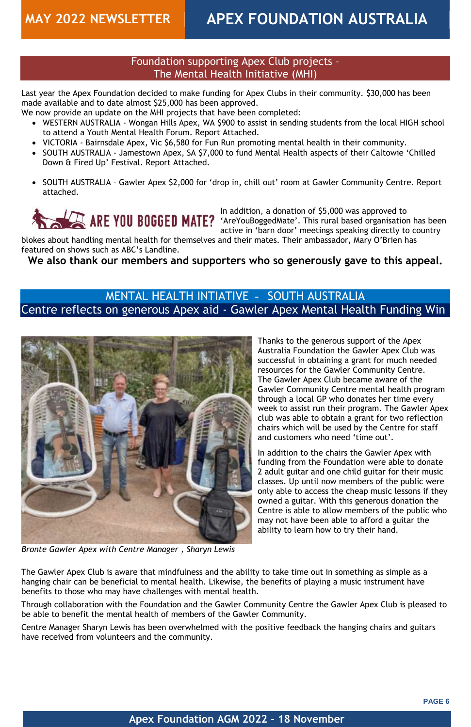# MAY 2022 NEWSLETTER — APEX FOUNDATION AUSTRALIA

## Foundation supporting Apex Club projects – The Mental Health Initiative (MHI)

Last year the Apex Foundation decided to make funding for Apex Clubs in their community. $30,000 has been made available and to date almost $25,000 has been approved.
We now provide an update on the MHI projects that have been completed:

- WESTERN AUSTRALIA - Wongan Hills Apex, WA $900 to assist in sending students from the local HIGH school to attend a Youth Mental Health Forum. Report Attached.
- VICTORIA - Bairnsdale Apex, Vic $6,580 for Fun Run promoting mental health in their community.
- SOUTH AUSTRALIA - Jamestown Apex, SA $7,000 to fund Mental Health aspects of their Caltowie 'Chilled Down & Fired Up' Festival. Report Attached.
- SOUTH AUSTRALIA – Gawler Apex $2,000 for 'drop in, chill out' room at Gawler Community Centre. Report attached.

ARE YOU BOGGED MATE?

In addition, a donation of $5,000 was approved to 'AreYouBoggedMate'. This rural based organisation has been active in 'barn door' meetings speaking directly to country blokes about handling mental health for themselves and their mates. Their ambassador, Mary O'Brien has featured on shows such as ABC's Landline.

**We also thank our members and supporters who so generously gave to this appeal.**

## MENTAL HEALTH INTIATIVE – SOUTH AUSTRALIA
### Centre reflects on generous Apex aid - Gawler Apex Mental Health Funding Win

*Bronte Gawler Apex with Centre Manager , Sharyn Lewis*

Thanks to the generous support of the Apex Australia Foundation the Gawler Apex Club was successful in obtaining a grant for much needed resources for the Gawler Community Centre. The Gawler Apex Club became aware of the Gawler Community Centre mental health program through a local GP who donates her time every week to assist run their program. The Gawler Apex club was able to obtain a grant for two reflection chairs which will be used by the Centre for staff and customers who need 'time out'.

In addition to the chairs the Gawler Apex with funding from the Foundation were able to donate 2 adult guitar and one child guitar for their music classes. Up until now members of the public were only able to access the cheap music lessons if they owned a guitar. With this generous donation the Centre is able to allow members of the public who may not have been able to afford a guitar the ability to learn how to try their hand.

The Gawler Apex Club is aware that mindfulness and the ability to take time out in something as simple as a hanging chair can be beneficial to mental health. Likewise, the benefits of playing a music instrument have benefits to those who may have challenges with mental health.

Through collaboration with the Foundation and the Gawler Community Centre the Gawler Apex Club is pleased to be able to benefit the mental health of members of the Gawler Community.

Centre Manager Sharyn Lewis has been overwhelmed with the positive feedback the hanging chairs and guitars have received from volunteers and the community.

**Apex Foundation AGM 2022 - 18 November**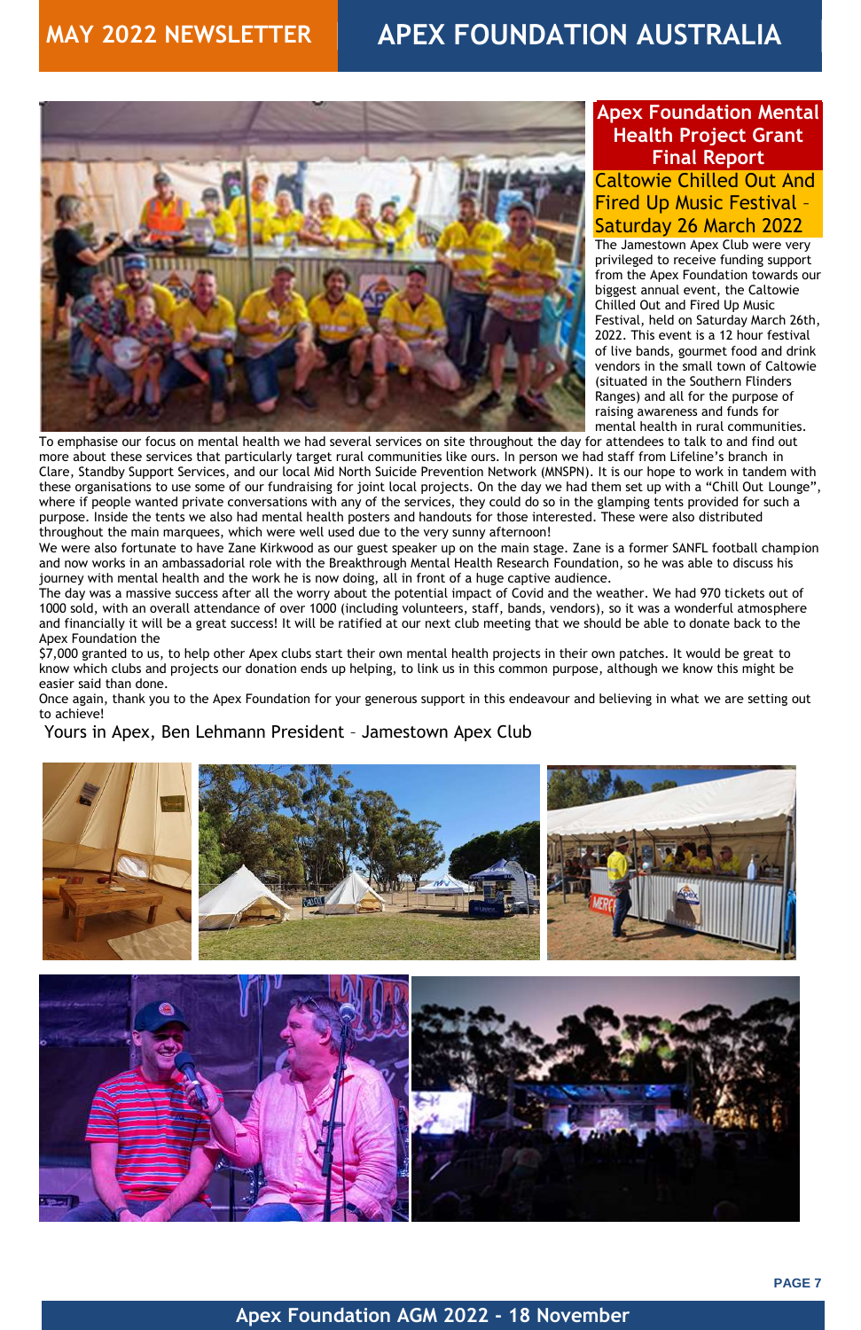# Apex Foundation Mental Health Project Grant Final Report

## Caltowie Chilled Out And Fired Up Music Festival – Saturday 26 March 2022

The Jamestown Apex Club were very privileged to receive funding support from the Apex Foundation towards our biggest annual event, the Caltowie Chilled Out and Fired Up Music Festival, held on Saturday March 26th, 2022. This event is a 12 hour festival of live bands, gourmet food and drink vendors in the small town of Caltowie (situated in the Southern Flinders Ranges) and all for the purpose of raising awareness and funds for mental health in rural communities.

To emphasise our focus on mental health we had several services on site throughout the day for attendees to talk to and find out more about these services that particularly target rural communities like ours. In person we had staff from Lifeline's branch in Clare, Standby Support Services, and our local Mid North Suicide Prevention Network (MNSPN). It is our hope to work in tandem with these organisations to use some of our fundraising for joint local projects. On the day we had them set up with a "Chill Out Lounge", where if people wanted private conversations with any of the services, they could do so in the glamping tents provided for such a purpose. Inside the tents we also had mental health posters and handouts for those interested. These were also distributed throughout the main marquees, which were well used due to the very sunny afternoon!

We were also fortunate to have Zane Kirkwood as our guest speaker up on the main stage. Zane is a former SANFL football champion and now works in an ambassadorial role with the Breakthrough Mental Health Research Foundation, so he was able to discuss his journey with mental health and the work he is now doing, all in front of a huge captive audience.

The day was a massive success after all the worry about the potential impact of Covid and the weather. We had 970 tickets out of 1000 sold, with an overall attendance of over 1000 (including volunteers, staff, bands, vendors), so it was a wonderful atmosphere and financially it will be a great success! It will be ratified at our next club meeting that we should be able to donate back to the Apex Foundation the

$7,000 granted to us, to help other Apex clubs start their own mental health projects in their own patches. It would be great to know which clubs and projects our donation ends up helping, to link us in this common purpose, although we know this might be easier said than done.

Once again, thank you to the Apex Foundation for your generous support in this endeavour and believing in what we are setting out to achieve!

Yours in Apex, Ben Lehmann President – Jamestown Apex Club

**Apex Foundation AGM 2022 - 18 November**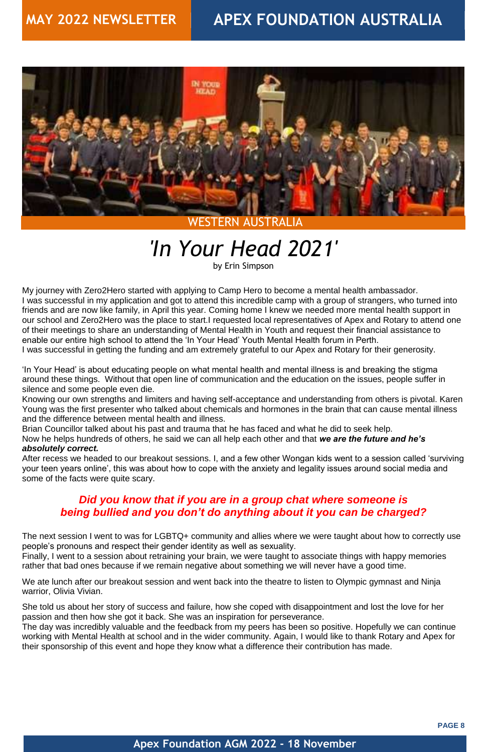WESTERN AUSTRALIA

# *'In Your Head 2021'*

by Erin Simpson

My journey with Zero2Hero started with applying to Camp Hero to become a mental health ambassador. I was successful in my application and got to attend this incredible camp with a group of strangers, who turned into friends and are now like family, in April this year. Coming home I knew we needed more mental health support in our school and Zero2Hero was the place to start.I requested local representatives of Apex and Rotary to attend one of their meetings to share an understanding of Mental Health in Youth and request their financial assistance to enable our entire high school to attend the 'In Your Head' Youth Mental Health forum in Perth.
I was successful in getting the funding and am extremely grateful to our Apex and Rotary for their generosity.

'In Your Head' is about educating people on what mental health and mental illness is and breaking the stigma around these things. Without that open line of communication and the education on the issues, people suffer in silence and some people even die.
Knowing our own strengths and limiters and having self-acceptance and understanding from others is pivotal. Karen Young was the first presenter who talked about chemicals and hormones in the brain that can cause mental illness and the difference between mental health and illness.
Brian Councillor talked about his past and trauma that he has faced and what he did to seek help.
Now he helps hundreds of others, he said we can all help each other and that ***we are the future and he's absolutely correct.***
After recess we headed to our breakout sessions. I, and a few other Wongan kids went to a session called 'surviving your teen years online', this was about how to cope with the anxiety and legality issues around social media and some of the facts were quite scary.

***Did you know that if you are in a group chat where someone is being bullied and you don't do anything about it you can be charged?***

The next session I went to was for LGBTQ+ community and allies where we were taught about how to correctly use people's pronouns and respect their gender identity as well as sexuality.
Finally, I went to a session about retraining your brain, we were taught to associate things with happy memories rather that bad ones because if we remain negative about something we will never have a good time.

We ate lunch after our breakout session and went back into the theatre to listen to Olympic gymnast and Ninja warrior, Olivia Vivian.

She told us about her story of success and failure, how she coped with disappointment and lost the love for her passion and then how she got it back. She was an inspiration for perseverance.
The day was incredibly valuable and the feedback from my peers has been so positive. Hopefully we can continue working with Mental Health at school and in the wider community. Again, I would like to thank Rotary and Apex for their sponsorship of this event and hope they know what a difference their contribution has made.

**Apex Foundation AGM 2022 - 18 November**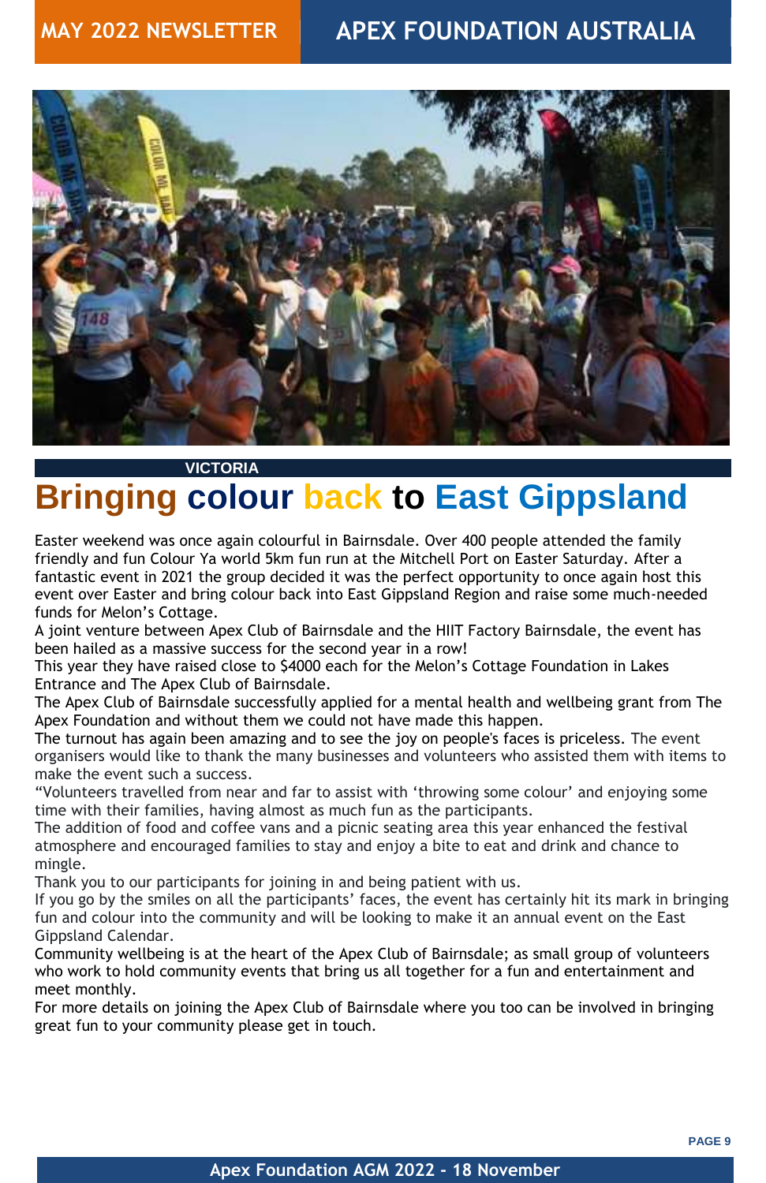VICTORIA

# Bringing colour back to East Gippsland

Easter weekend was once again colourful in Bairnsdale. Over 400 people attended the family friendly and fun Colour Ya world 5km fun run at the Mitchell Port on Easter Saturday. After a fantastic event in 2021 the group decided it was the perfect opportunity to once again host this event over Easter and bring colour back into East Gippsland Region and raise some much-needed funds for Melon's Cottage.

A joint venture between Apex Club of Bairnsdale and the HIIT Factory Bairnsdale, the event has been hailed as a massive success for the second year in a row!

This year they have raised close to $4000 each for the Melon's Cottage Foundation in Lakes Entrance and The Apex Club of Bairnsdale.

The Apex Club of Bairnsdale successfully applied for a mental health and wellbeing grant from The Apex Foundation and without them we could not have made this happen.

The turnout has again been amazing and to see the joy on people's faces is priceless. The event organisers would like to thank the many businesses and volunteers who assisted them with items to make the event such a success.

"Volunteers travelled from near and far to assist with 'throwing some colour' and enjoying some time with their families, having almost as much fun as the participants.

The addition of food and coffee vans and a picnic seating area this year enhanced the festival atmosphere and encouraged families to stay and enjoy a bite to eat and drink and chance to mingle.

Thank you to our participants for joining in and being patient with us.

If you go by the smiles on all the participants' faces, the event has certainly hit its mark in bringing fun and colour into the community and will be looking to make it an annual event on the East Gippsland Calendar.

Community wellbeing is at the heart of the Apex Club of Bairnsdale; as small group of volunteers who work to hold community events that bring us all together for a fun and entertainment and meet monthly.

For more details on joining the Apex Club of Bairnsdale where you too can be involved in bringing great fun to your community please get in touch.

Apex Foundation AGM 2022 - 18 November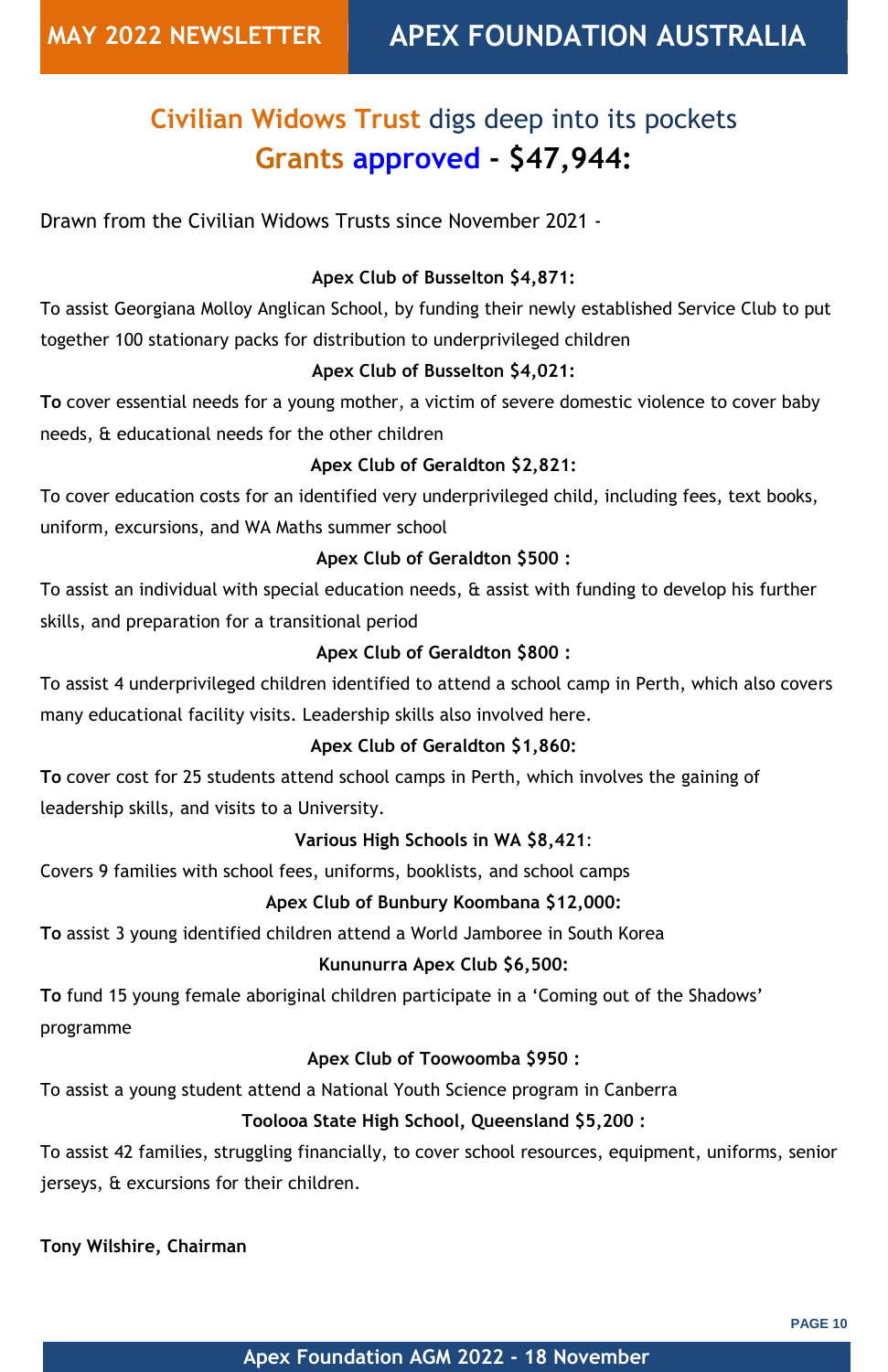# Civilian Widows Trust digs deep into its pockets

## Grants approved - $47,944:

Drawn from the Civilian Widows Trusts since November 2021 -

**Apex Club of Busselton $4,871:**

To assist Georgiana Molloy Anglican School, by funding their newly established Service Club to put together 100 stationary packs for distribution to underprivileged children

**Apex Club of Busselton $4,021:**

**To** cover essential needs for a young mother, a victim of severe domestic violence to cover baby needs, & educational needs for the other children

**Apex Club of Geraldton $2,821:**

To cover education costs for an identified very underprivileged child, including fees, text books, uniform, excursions, and WA Maths summer school

**Apex Club of Geraldton $500 :**

To assist an individual with special education needs, & assist with funding to develop his further skills, and preparation for a transitional period

**Apex Club of Geraldton $800 :**

To assist 4 underprivileged children identified to attend a school camp in Perth, which also covers many educational facility visits. Leadership skills also involved here.

**Apex Club of Geraldton $1,860:**

**To** cover cost for 25 students attend school camps in Perth, which involves the gaining of leadership skills, and visits to a University.

**Various High Schools in WA $8,421**:

Covers 9 families with school fees, uniforms, booklists, and school camps

**Apex Club of Bunbury Koombana $12,000:**

**To** assist 3 young identified children attend a World Jamboree in South Korea

**Kununurra Apex Club $6,500:**

**To** fund 15 young female aboriginal children participate in a 'Coming out of the Shadows' programme

**Apex Club of Toowoomba $950 :**

To assist a young student attend a National Youth Science program in Canberra

**Toolooa State High School, Queensland $5,200 :**

To assist 42 families, struggling financially, to cover school resources, equipment, uniforms, senior jerseys, & excursions for their children.

**Tony Wilshire, Chairman**

Apex Foundation AGM 2022 - 18 November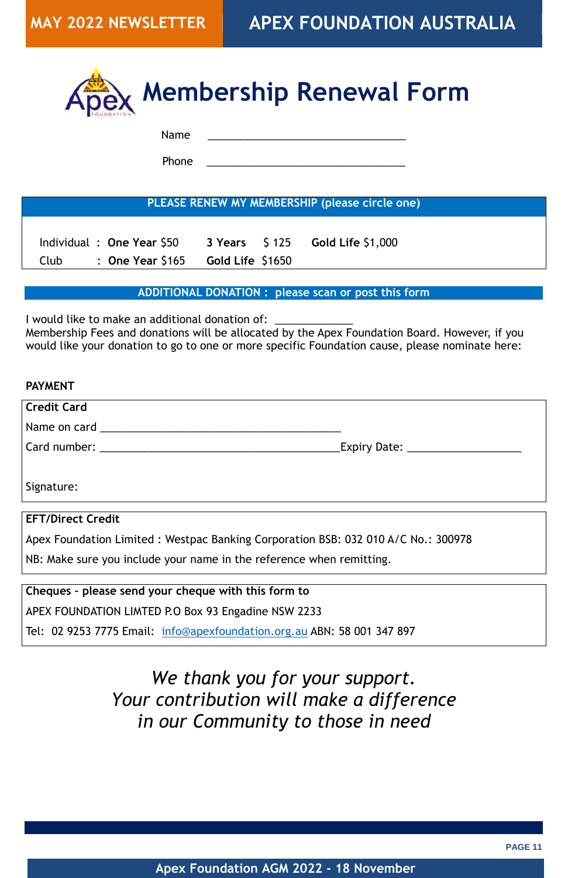# Membership Renewal Form

Name \_\_\_\_\_\_\_\_\_\_\_\_\_\_\_\_\_\_\_\_\_\_\_\_\_\_\_\_\_\_\_\_\_\_

Phone \_\_\_\_\_\_\_\_\_\_\_\_\_\_\_\_\_\_\_\_\_\_\_\_\_\_\_\_\_\_\_\_\_\_

## PLEASE RENEW MY MEMBERSHIP (please circle one)

Individual : **One Year** $50 **3 Years** $ 125 **Gold Life** $1,000

Club : **One Year** $165 **Gold Life** $1650

## ADDITIONAL DONATION : please scan or post this form

I would like to make an additional donation of: \_\_\_\_\_\_\_\_\_\_\_\_\_

Membership Fees and donations will be allocated by the Apex Foundation Board. However, if you would like your donation to go to one or more specific Foundation cause, please nominate here:

**PAYMENT**

**Credit Card**

Name on card \_\_\_\_\_\_\_\_\_\_\_\_\_\_\_\_\_\_\_\_\_\_\_\_\_\_\_\_\_\_\_\_\_\_\_\_\_\_\_\_\_

Card number: \_\_\_\_\_\_\_\_\_\_\_\_\_\_\_\_\_\_\_\_\_\_\_\_\_\_\_\_\_\_\_\_\_\_\_\_\_\_\_\_\_Expiry Date: \_\_\_\_\_\_\_\_\_\_\_\_\_\_\_\_\_\_\_

Signature:

**EFT/Direct Credit**

Apex Foundation Limited : Westpac Banking Corporation BSB: 032 010 A/C No.: 300978

NB: Make sure you include your name in the reference when remitting.

**Cheques - please send your cheque with this form to**

APEX FOUNDATION LIMTED P.O Box 93 Engadine NSW 2233

Tel: 02 9253 7775 Email: info@apexfoundation.org.au ABN: 58 001 347 897

*We thank you for your support.*
*Your contribution will make a difference*
*in our Community to those in need*

**Apex Foundation AGM 2022 - 18 November**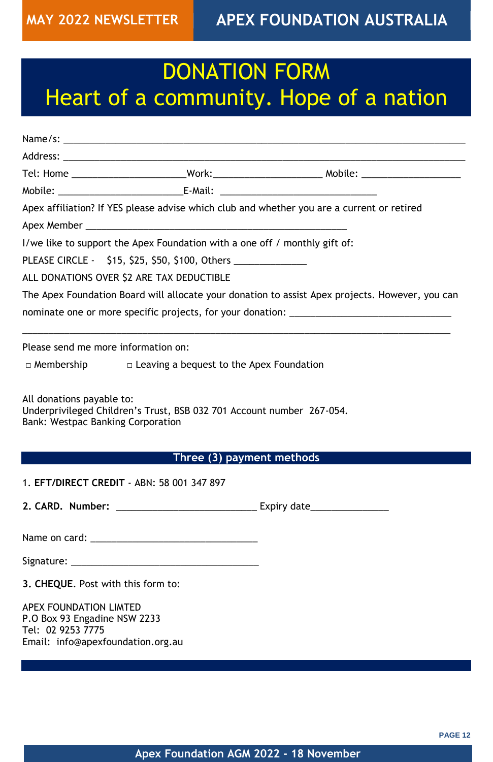# DONATION FORM

## Heart of a community. Hope of a nation

Name/s: ______________________________________________________________________________

Address: _____________________________________________________________________________

Tel: Home ______________________Work:_____________________ Mobile: ___________________

Mobile: ________________________E-Mail: ______________________________

Apex affiliation? If YES please advise which club and whether you are a current or retired Apex Member ____________________________________________________

I/we like to support the Apex Foundation with a one off / monthly gift of:

PLEASE CIRCLE - $15, $25, $50, $100, Others _____________

ALL DONATIONS OVER $2 ARE TAX DEDUCTIBLE

The Apex Foundation Board will allocate your donation to assist Apex projects. However, you can nominate one or more specific projects, for your donation: _______________________________

_____________________________________________________________________________________

Please send me more information on:

□ Membership □ Leaving a bequest to the Apex Foundation

All donations payable to:
Underprivileged Children's Trust, BSB 032 701 Account number 267-054.
Bank: Westpac Banking Corporation

## Three (3) payment methods

1. **EFT/DIRECT CREDIT** - ABN: 58 001 347 897

**2. CARD. Number:** ___________________________ Expiry date_______________

Name on card: _________________________________

Signature: _____________________________________

**3. CHEQUE**. Post with this form to:

APEX FOUNDATION LIMTED
P.O Box 93 Engadine NSW 2233
Tel: 02 9253 7775
Email: info@apexfoundation.org.au

Apex Foundation AGM 2022 - 18 November